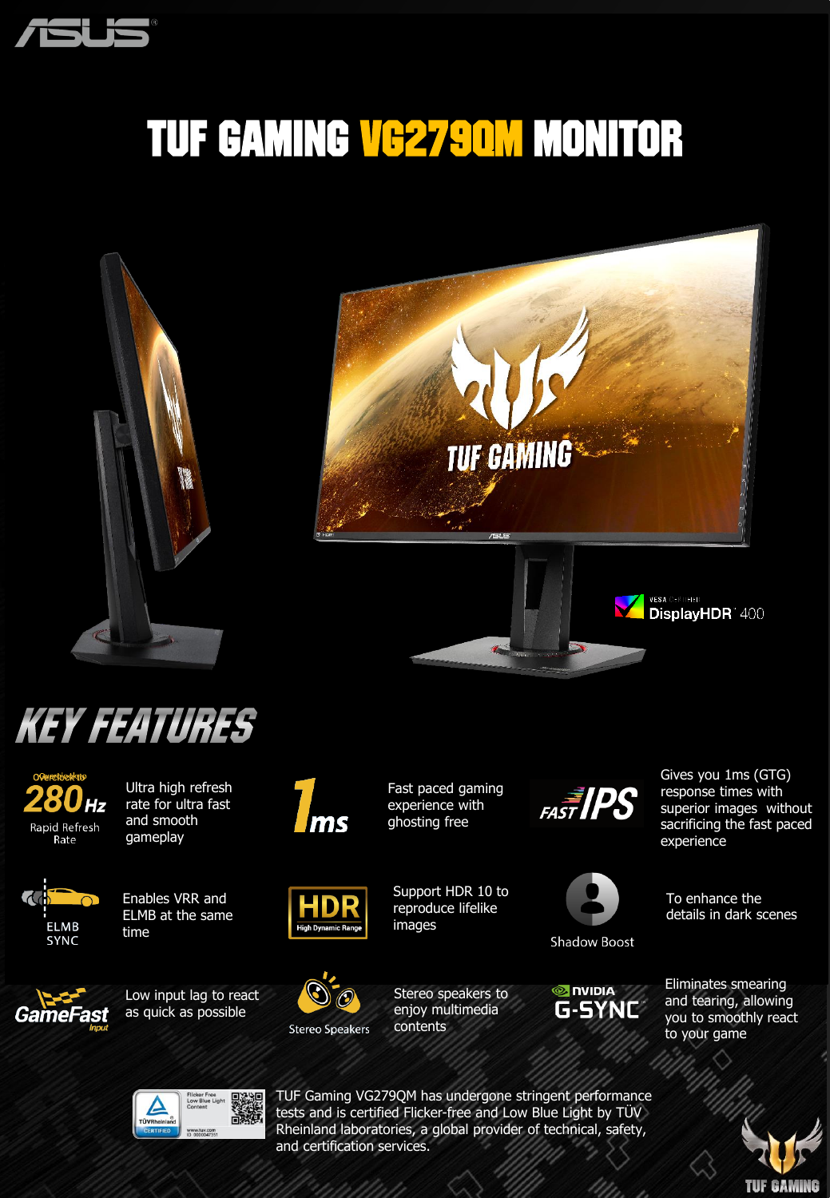# TUF GAMING VG279QM MONITOR

VESA CERTIFIED DisplayHDR 400

## KEY FEATURES

**Overclock to 280Hz Rapid Refresh Rate** — Ultra high refresh rate for ultra fast and smooth gameplay

**1ms** — Fast paced gaming experience with ghosting free

**FAST IPS** — Gives you 1ms (GTG) response times with superior images without sacrificing the fast paced experience

**ELMB SYNC** — Enables VRR and ELMB at the same time

**HDR High Dynamic Range** — Support HDR 10 to reproduce lifelike images

**Shadow Boost** — To enhance the details in dark scenes

**GameFast Input** — Low input lag to react as quick as possible

**Stereo Speakers** — Stereo speakers to enjoy multimedia contents

**NVIDIA G-SYNC** — Eliminates smearing and tearing, allowing you to smoothly react to your game

TÜVRheinland CERTIFIED — Flicker Free, Low Blue Light Content — www.tuv.com ID 0000047351

TUF Gaming VG279QM has undergone stringent performance tests and is certified Flicker-free and Low Blue Light by TÜV Rheinland laboratories, a global provider of technical, safety, and certification services.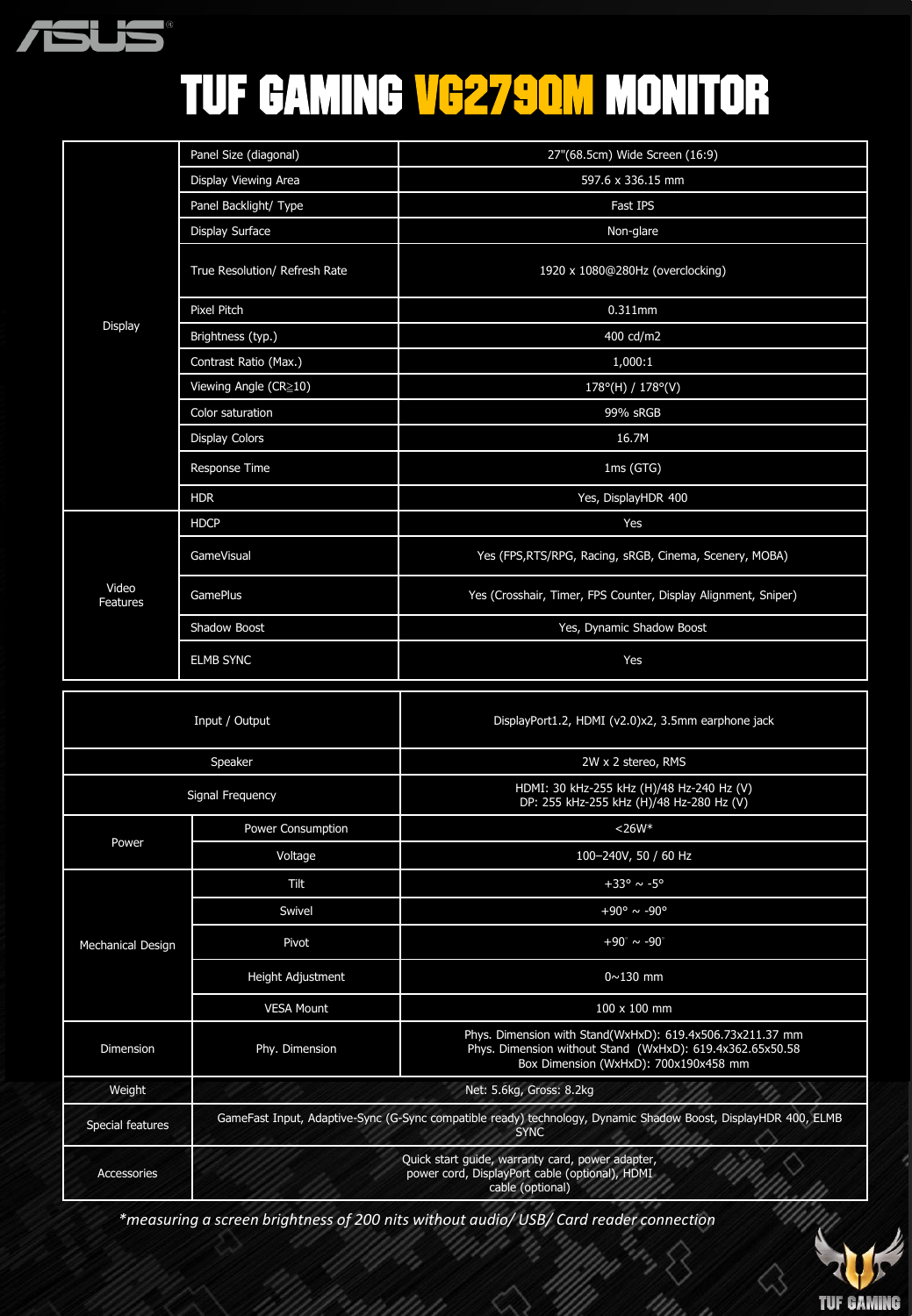# TUF GAMING VG279QM MONITOR

| | | |
|---|---|---|
| Display | Panel Size (diagonal) | 27"(68.5cm) Wide Screen (16:9) |
| | Display Viewing Area | 597.6 x 336.15 mm |
| | Panel Backlight/ Type | Fast IPS |
| | Display Surface | Non-glare |
| | True Resolution/ Refresh Rate | 1920 x 1080@280Hz (overclocking) |
| | Pixel Pitch | 0.311mm |
| | Brightness (typ.) | 400 cd/m2 |
| | Contrast Ratio (Max.) | 1,000:1 |
| | Viewing Angle (CR≧10) | 178°(H) / 178°(V) |
| | Color saturation | 99% sRGB |
| | Display Colors | 16.7M |
| | Response Time | 1ms (GTG) |
| | HDR | Yes, DisplayHDR 400 |
| Video Features | HDCP | Yes |
| | GameVisual | Yes (FPS,RTS/RPG, Racing, sRGB, Cinema, Scenery, MOBA) |
| | GamePlus | Yes (Crosshair, Timer, FPS Counter, Display Alignment, Sniper) |
| | Shadow Boost | Yes, Dynamic Shadow Boost |
| | ELMB SYNC | Yes |

| | | |
|---|---|---|
| Input / Output | | DisplayPort1.2, HDMI (v2.0)x2, 3.5mm earphone jack |
| Speaker | | 2W x 2 stereo, RMS |
| Signal Frequency | | HDMI: 30 kHz-255 kHz (H)/48 Hz-240 Hz (V)<br>DP: 255 kHz-255 kHz (H)/48 Hz-280 Hz (V) |
| Power | Power Consumption | <26W* |
| | Voltage | 100–240V, 50 / 60 Hz |
| Mechanical Design | Tilt | +33° ~ -5° |
| | Swivel | +90° ~ -90° |
| | Pivot | +90° ~ -90° |
| | Height Adjustment | 0~130 mm |
| | VESA Mount | 100 x 100 mm |
| Dimension | Phy. Dimension | Phys. Dimension with Stand(WxHxD): 619.4x506.73x211.37 mm<br>Phys. Dimension without Stand (WxHxD): 619.4x362.65x50.58<br>Box Dimension (WxHxD): 700x190x458 mm |
| Weight | Net: 5.6kg, Gross: 8.2kg | |
| Special features | GameFast Input, Adaptive-Sync (G-Sync compatible ready) technology, Dynamic Shadow Boost, DisplayHDR 400, ELMB SYNC | |
| Accessories | Quick start guide, warranty card, power adapter, power cord, DisplayPort cable (optional), HDMI cable (optional) | |

*\*measuring a screen brightness of 200 nits without audio/ USB/ Card reader connection*